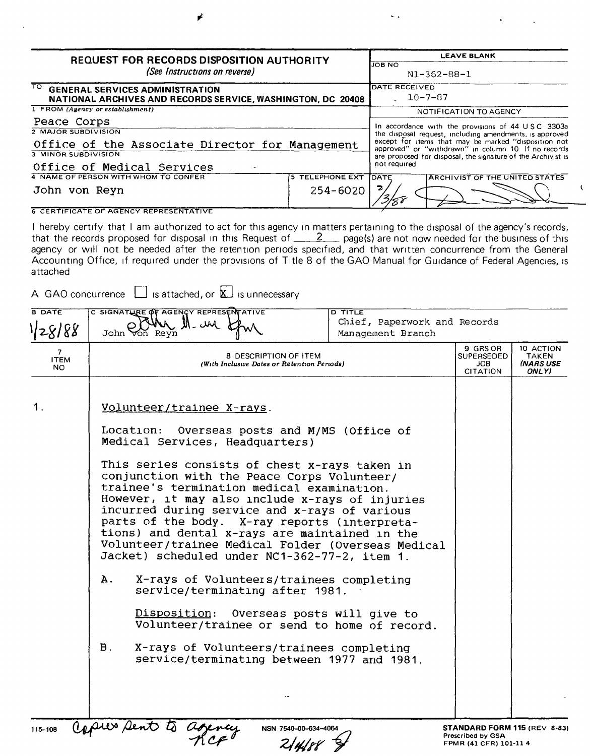# REQUEST FOR RECORDS DISPOSITION AUTHORITY

*(See Instructions on reverse)*

| | LEAVE BLANK |
|---|---|
| TO GENERAL SERVICES ADMINISTRATION NATIONAL ARCHIVES AND RECORDS SERVICE, WASHINGTON, DC 20408 | JOB NO N1-362-88-1 |
| 1 FROM (Agency or establishment) Peace Corps | DATE RECEIVED 10-7-87 |
| 2 MAJOR SUBDIVISION Office of the Associate Director for Management | NOTIFICATION TO AGENCY |
| 3 MINOR SUBDIVISION Office of Medical Services | In accordance with the provisions of 44 U S C 3303a the disposal request, including amendments, is approved except for items that may be marked "disposition not approved" or "withdrawn" in column 10 If no records are proposed for disposal, the signature of the Archivist is not required |
| 4 NAME OF PERSON WITH WHOM TO CONFER John von Reyn — 5 TELEPHONE EXT 254-6020 | DATE 2/3/88 — ARCHIVIST OF THE UNITED STATES [signature] |

6 CERTIFICATE OF AGENCY REPRESENTATIVE

I hereby certify that I am authorized to act for this agency in matters pertaining to the disposal of the agency's records, that the records proposed for disposal in this Request of 2 page(s) are not now needed for the business of this agency or will not be needed after the retention periods specified, and that written concurrence from the General Accounting Office, if required under the provisions of Title 8 of the GAO Manual for Guidance of Federal Agencies, is attached

A GAO concurrence ☐ is attached, or ☒ is unnecessary

| B DATE | C SIGNATURE OF AGENCY REPRESENTATIVE | D TITLE |
|---|---|---|
| 1/28/88 | [signature] John von Reyn | Chief, Paperwork and Records Management Branch |

| 7 ITEM NO | 8 DESCRIPTION OF ITEM (With Inclusive Dates or Retention Periods) | 9 GRS OR SUPERSEDED JOB CITATION | 10 ACTION TAKEN (NARS USE ONLY) |
|---|---|---|---|
| 1. | Volunteer/trainee X-rays. | | |

Location: Overseas posts and M/MS (Office of Medical Services, Headquarters)

This series consists of chest x-rays taken in conjunction with the Peace Corps Volunteer/trainee's termination medical examination. However, it may also include x-rays of injuries incurred during service and x-rays of various parts of the body. X-ray reports (interpretations) and dental x-rays are maintained in the Volunteer/trainee Medical Folder (Overseas Medical Jacket) scheduled under NC1-362-77-2, item 1.

A. X-rays of Volunteers/trainees completing service/terminating after 1981.

Disposition: Overseas posts will give to Volunteer/trainee or send to home of record.

B. X-rays of Volunteers/trainees completing service/terminating between 1977 and 1981.

115-108 Copies sent to agency NCF 2/4/88

NSN 7540-00-634-4064

STANDARD FORM 115 (REV 8-83) Prescribed by GSA FPMR (41 CFR) 101-11 4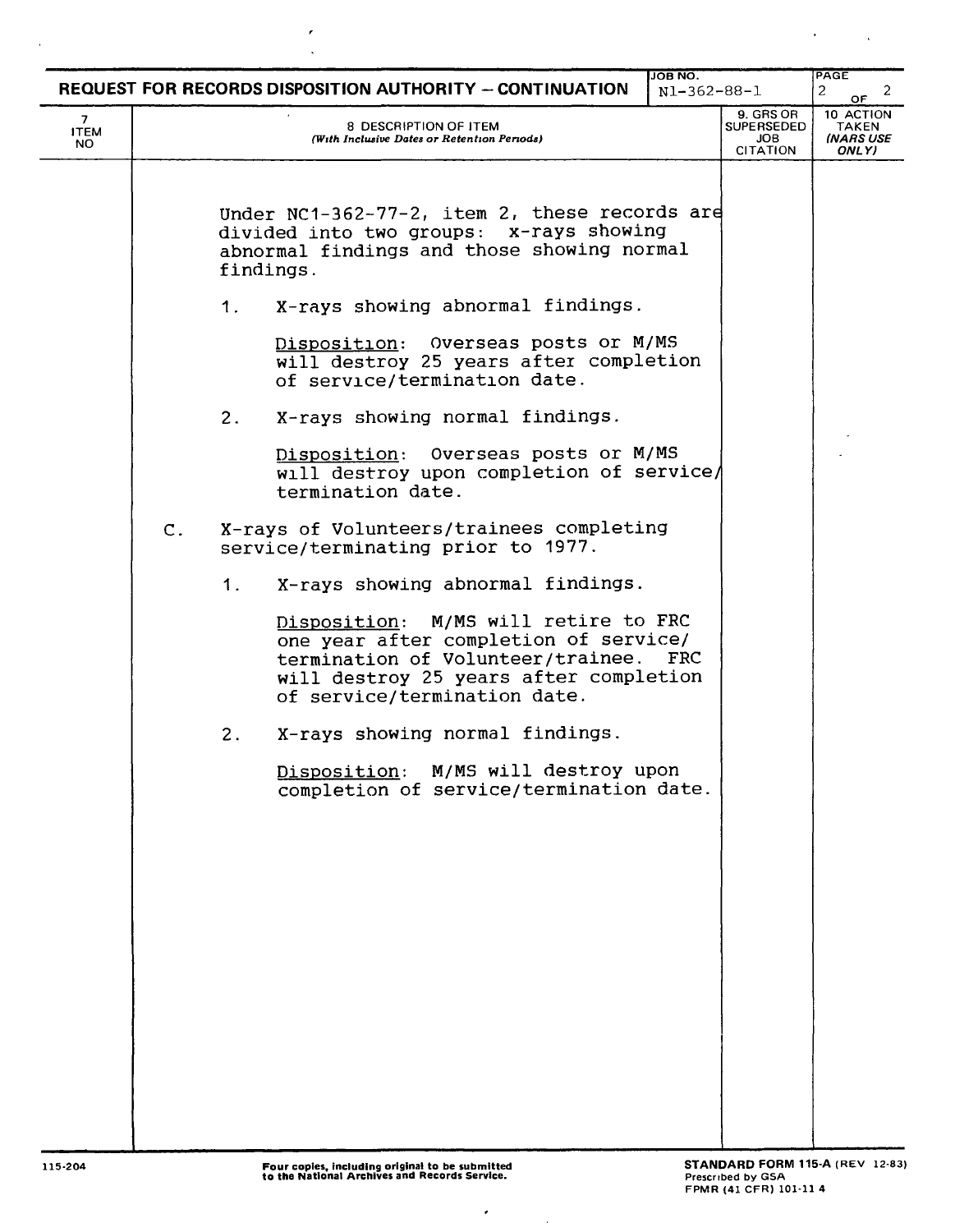## REQUEST FOR RECORDS DISPOSITION AUTHORITY — CONTINUATION

JOB NO. N1-362-88-1

| 7 ITEM NO | 8 DESCRIPTION OF ITEM *(With Inclusive Dates or Retention Periods)* | 9. GRS OR SUPERSEDED JOB CITATION | 10 ACTION TAKEN *(NARS USE ONLY)* |
| --- | --- | --- | --- |

Under NC1-362-77-2, item 2, these records are divided into two groups: x-rays showing abnormal findings and those showing normal findings.

1. X-rays showing abnormal findings.

   Disposition: Overseas posts or M/MS will destroy 25 years after completion of service/termination date.

2. X-rays showing normal findings.

   Disposition: Overseas posts or M/MS will destroy upon completion of service/termination date.

C. X-rays of Volunteers/trainees completing service/terminating prior to 1977.

1. X-rays showing abnormal findings.

   Disposition: M/MS will retire to FRC one year after completion of service/termination of Volunteer/trainee. FRC will destroy 25 years after completion of service/termination date.

2. X-rays showing normal findings.

   Disposition: M/MS will destroy upon completion of service/termination date.

115-204

Four copies, including original to be submitted to the National Archives and Records Service.

STANDARD FORM 115-A (REV 12-83)
Prescribed by GSA
FPMR (41 CFR) 101-11 4